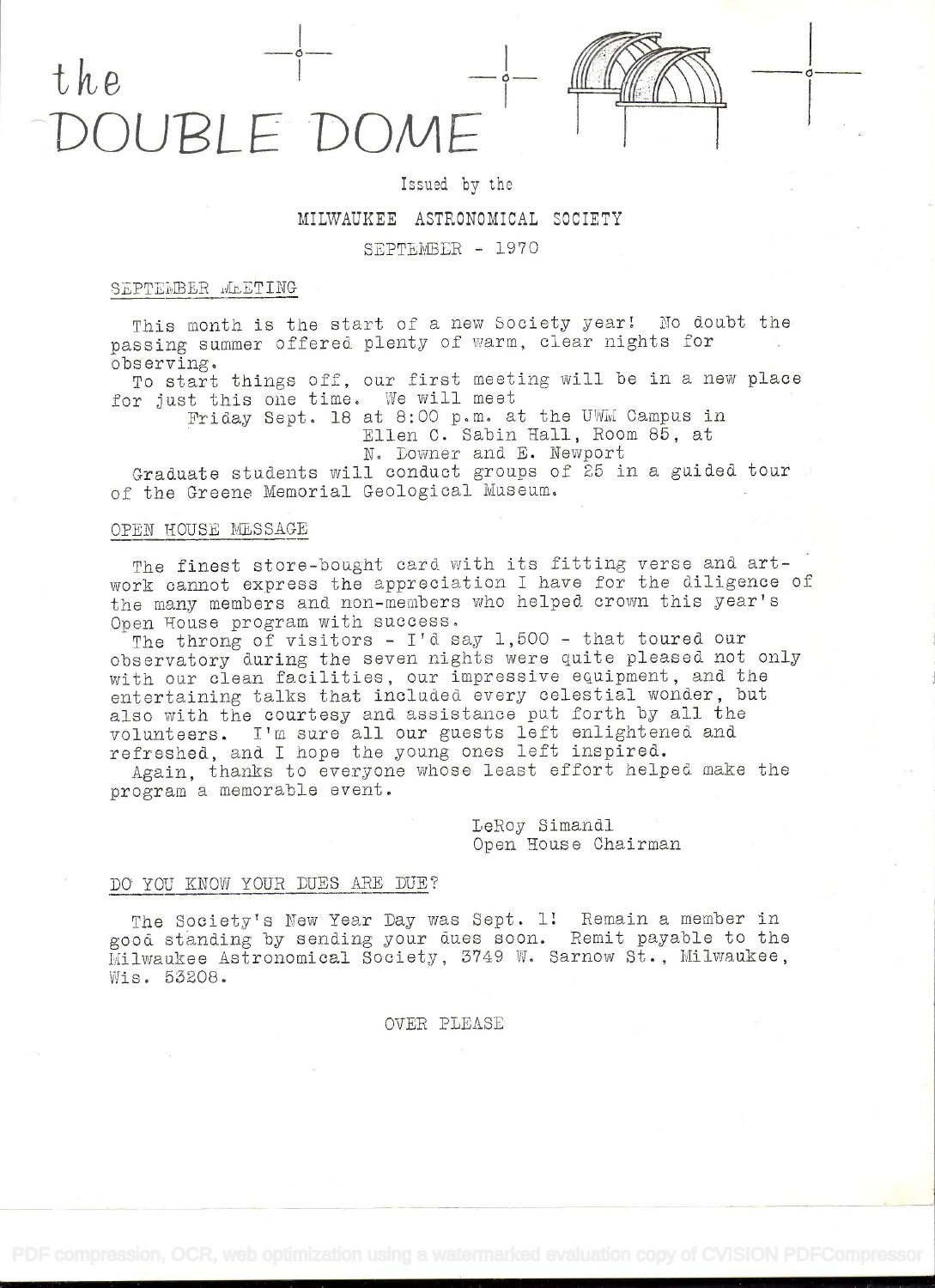# the DOUBLE DOME

Issued by the

MILWAUKEE ASTRONOMICAL SOCIETY

SEPTEMBER - 1970

## SEPTEMBER MEETING

This month is the start of a new Society year! No doubt the passing summer offered plenty of warm, clear nights for observing.

To start things off, our first meeting will be in a new place for just this one time. We will meet

Friday Sept. 18 at 8:00 p.m. at the UWM Campus in
Ellen C. Sabin Hall, Room 85, at
N. Downer and E. Newport

Graduate students will conduct groups of 25 in a guided tour of the Greene Memorial Geological Museum.

## OPEN HOUSE MESSAGE

The finest store-bought card with its fitting verse and artwork cannot express the appreciation I have for the diligence of the many members and non-members who helped crown this year's Open House program with success.

The throng of visitors - I'd say 1,500 - that toured our observatory during the seven nights were quite pleased not only with our clean facilities, our impressive equipment, and the entertaining talks that included every celestial wonder, but also with the courtesy and assistance put forth by all the volunteers. I'm sure all our guests left enlightened and refreshed, and I hope the young ones left inspired.

Again, thanks to everyone whose least effort helped make the program a memorable event.

LeRoy Simandl
Open House Chairman

## DO YOU KNOW YOUR DUES ARE DUE?

The Society's New Year Day was Sept. 1! Remain a member in good standing by sending your dues soon. Remit payable to the Milwaukee Astronomical Society, 3749 W. Sarnow St., Milwaukee, Wis. 53208.

OVER PLEASE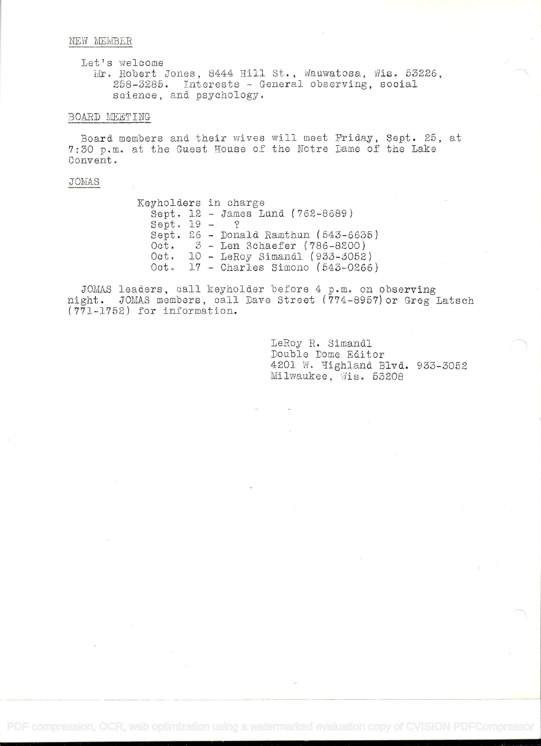NEW MEMBER

Let's welcome
Mr. Robert Jones, 8444 Hill St., Wauwatosa, Wis. 53226, 258-3285. Interests - General observing, social science, and psychology.

BOARD MEETING

Board members and their wives will meet Friday, Sept. 25, at 7:30 p.m. at the Guest House of the Notre Dame of the Lake Convent.

JOMAS

Keyholders in charge
- Sept. 12 - James Lund (762-8689)
- Sept. 19 - ?
- Sept. 26 - Donald Ramthun (543-6635)
- Oct. 3 - Len Schaefer (786-8200)
- Oct. 10 - LeRoy Simandl (933-3052)
- Oct. 17 - Charles Simono (543-0266)

JOMAS leaders, call keyholder before 4 p.m. on observing night. JOMAS members, call Dave Street (774-8957) or Greg Latsch (771-1752) for information.

LeRoy R. Simandl
Double Dome Editor
4201 W. Highland Blvd. 933-3052
Milwaukee, Wis. 53208